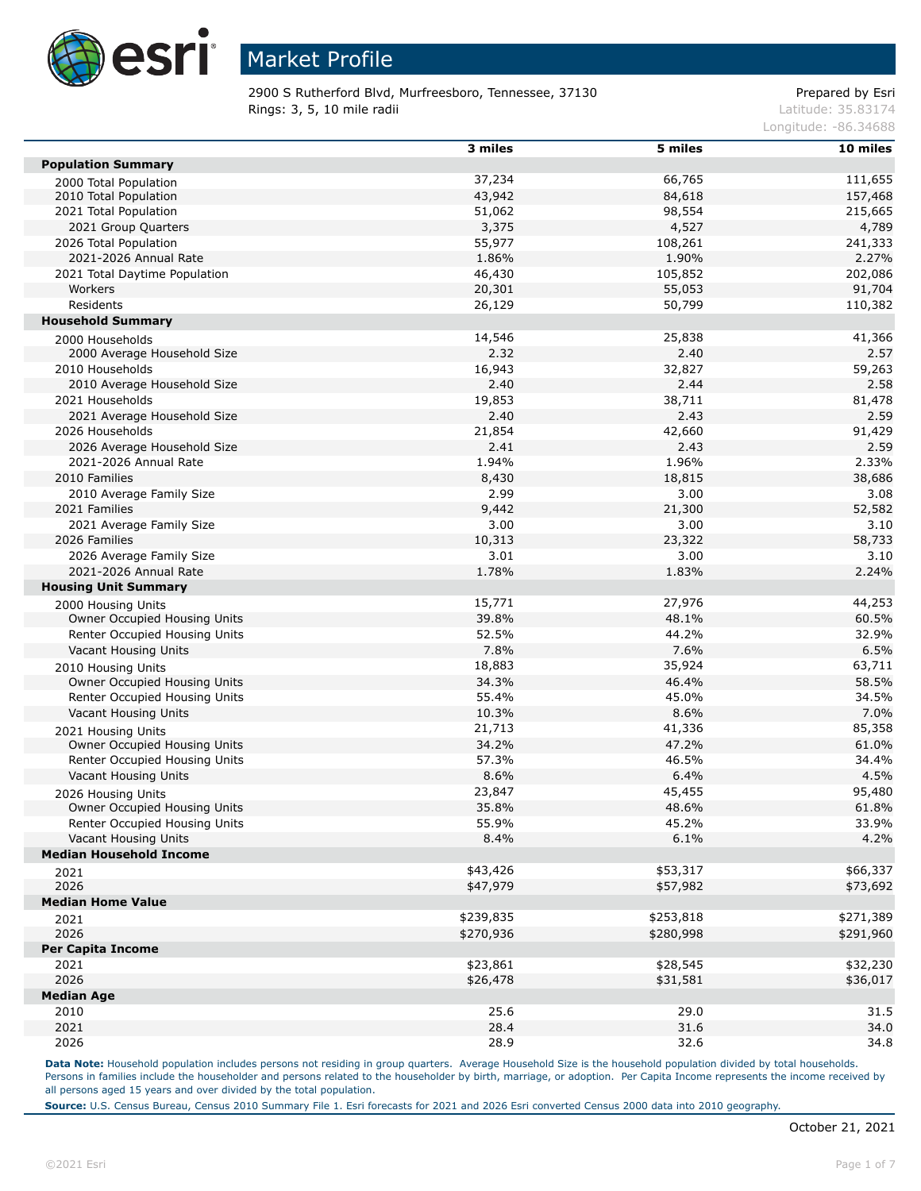# Market Profile

2900 S Rutherford Blvd, Murfreesboro, Tennessee, 37130
Rings: 3, 5, 10 mile radii

Prepared by Esri
Latitude: 35.83174
Longitude: -86.34688

| | 3 miles | 5 miles | 10 miles |
|---|---|---|---|
| **Population Summary** | | | |
| 2000 Total Population | 37,234 | 66,765 | 111,655 |
| 2010 Total Population | 43,942 | 84,618 | 157,468 |
| 2021 Total Population | 51,062 | 98,554 | 215,665 |
| 2021 Group Quarters | 3,375 | 4,527 | 4,789 |
| 2026 Total Population | 55,977 | 108,261 | 241,333 |
| 2021-2026 Annual Rate | 1.86% | 1.90% | 2.27% |
| 2021 Total Daytime Population | 46,430 | 105,852 | 202,086 |
| Workers | 20,301 | 55,053 | 91,704 |
| Residents | 26,129 | 50,799 | 110,382 |
| **Household Summary** | | | |
| 2000 Households | 14,546 | 25,838 | 41,366 |
| 2000 Average Household Size | 2.32 | 2.40 | 2.57 |
| 2010 Households | 16,943 | 32,827 | 59,263 |
| 2010 Average Household Size | 2.40 | 2.44 | 2.58 |
| 2021 Households | 19,853 | 38,711 | 81,478 |
| 2021 Average Household Size | 2.40 | 2.43 | 2.59 |
| 2026 Households | 21,854 | 42,660 | 91,429 |
| 2026 Average Household Size | 2.41 | 2.43 | 2.59 |
| 2021-2026 Annual Rate | 1.94% | 1.96% | 2.33% |
| 2010 Families | 8,430 | 18,815 | 38,686 |
| 2010 Average Family Size | 2.99 | 3.00 | 3.08 |
| 2021 Families | 9,442 | 21,300 | 52,582 |
| 2021 Average Family Size | 3.00 | 3.00 | 3.10 |
| 2026 Families | 10,313 | 23,322 | 58,733 |
| 2026 Average Family Size | 3.01 | 3.00 | 3.10 |
| 2021-2026 Annual Rate | 1.78% | 1.83% | 2.24% |
| **Housing Unit Summary** | | | |
| 2000 Housing Units | 15,771 | 27,976 | 44,253 |
| Owner Occupied Housing Units | 39.8% | 48.1% | 60.5% |
| Renter Occupied Housing Units | 52.5% | 44.2% | 32.9% |
| Vacant Housing Units | 7.8% | 7.6% | 6.5% |
| 2010 Housing Units | 18,883 | 35,924 | 63,711 |
| Owner Occupied Housing Units | 34.3% | 46.4% | 58.5% |
| Renter Occupied Housing Units | 55.4% | 45.0% | 34.5% |
| Vacant Housing Units | 10.3% | 8.6% | 7.0% |
| 2021 Housing Units | 21,713 | 41,336 | 85,358 |
| Owner Occupied Housing Units | 34.2% | 47.2% | 61.0% |
| Renter Occupied Housing Units | 57.3% | 46.5% | 34.4% |
| Vacant Housing Units | 8.6% | 6.4% | 4.5% |
| 2026 Housing Units | 23,847 | 45,455 | 95,480 |
| Owner Occupied Housing Units | 35.8% | 48.6% | 61.8% |
| Renter Occupied Housing Units | 55.9% | 45.2% | 33.9% |
| Vacant Housing Units | 8.4% | 6.1% | 4.2% |
| **Median Household Income** | | | |
| 2021 | $43,426 | $53,317 | $66,337 |
| 2026 | $47,979 | $57,982 | $73,692 |
| **Median Home Value** | | | |
| 2021 | $239,835 | $253,818 | $271,389 |
| 2026 | $270,936 | $280,998 | $291,960 |
| **Per Capita Income** | | | |
| 2021 | $23,861 | $28,545 | $32,230 |
| 2026 | $26,478 | $31,581 | $36,017 |
| **Median Age** | | | |
| 2010 | 25.6 | 29.0 | 31.5 |
| 2021 | 28.4 | 31.6 | 34.0 |
| 2026 | 28.9 | 32.6 | 34.8 |

**Data Note:** Household population includes persons not residing in group quarters. Average Household Size is the household population divided by total households. Persons in families include the householder and persons related to the householder by birth, marriage, or adoption. Per Capita Income represents the income received by all persons aged 15 years and over divided by the total population.

**Source:** U.S. Census Bureau, Census 2010 Summary File 1. Esri forecasts for 2021 and 2026 Esri converted Census 2000 data into 2010 geography.

October 21, 2021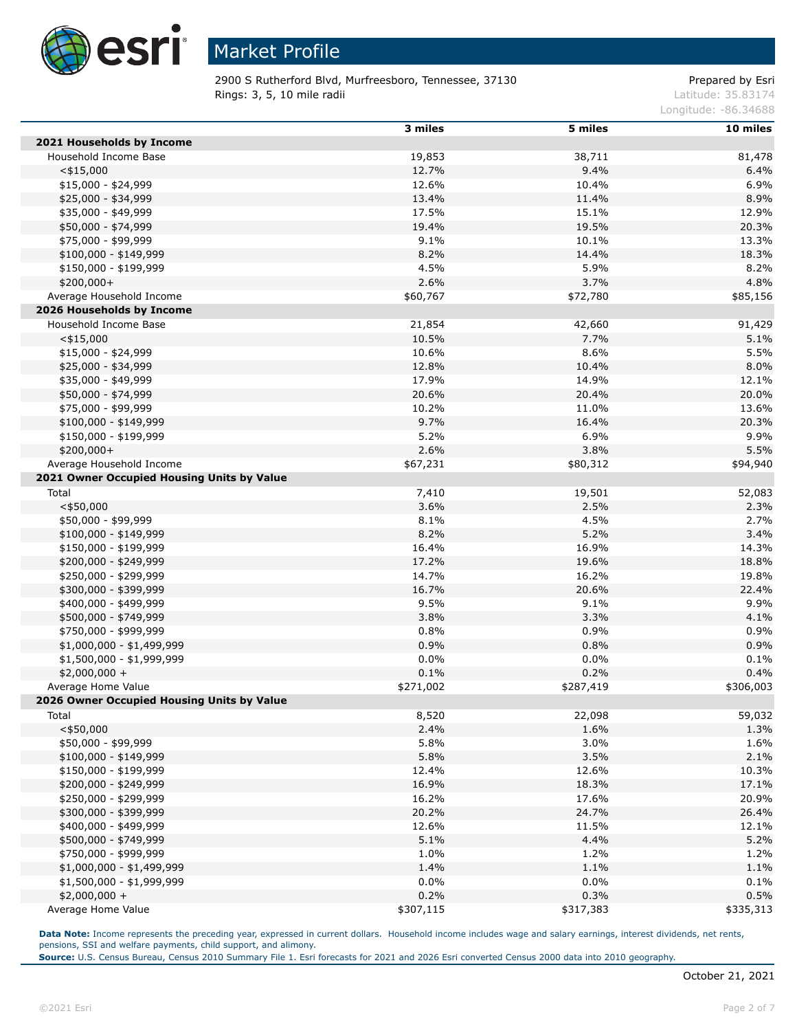# Market Profile

2900 S Rutherford Blvd, Murfreesboro, Tennessee, 37130
Rings: 3, 5, 10 mile radii

Prepared by Esri
Latitude: 35.83174
Longitude: -86.34688

| | 3 miles | 5 miles | 10 miles |
|---|---|---|---|
| **2021 Households by Income** | | | |
| Household Income Base | 19,853 | 38,711 | 81,478 |
| <$15,000 | 12.7% | 9.4% | 6.4% |
| $15,000 - $24,999 | 12.6% | 10.4% | 6.9% |
| $25,000 - $34,999 | 13.4% | 11.4% | 8.9% |
| $35,000 - $49,999 | 17.5% | 15.1% | 12.9% |
| $50,000 - $74,999 | 19.4% | 19.5% | 20.3% |
| $75,000 - $99,999 | 9.1% | 10.1% | 13.3% |
| $100,000 - $149,999 | 8.2% | 14.4% | 18.3% |
| $150,000 - $199,999 | 4.5% | 5.9% | 8.2% |
| $200,000+ | 2.6% | 3.7% | 4.8% |
| Average Household Income | $60,767 | $72,780 | $85,156 |
| **2026 Households by Income** | | | |
| Household Income Base | 21,854 | 42,660 | 91,429 |
| <$15,000 | 10.5% | 7.7% | 5.1% |
| $15,000 - $24,999 | 10.6% | 8.6% | 5.5% |
| $25,000 - $34,999 | 12.8% | 10.4% | 8.0% |
| $35,000 - $49,999 | 17.9% | 14.9% | 12.1% |
| $50,000 - $74,999 | 20.6% | 20.4% | 20.0% |
| $75,000 - $99,999 | 10.2% | 11.0% | 13.6% |
| $100,000 - $149,999 | 9.7% | 16.4% | 20.3% |
| $150,000 - $199,999 | 5.2% | 6.9% | 9.9% |
| $200,000+ | 2.6% | 3.8% | 5.5% |
| Average Household Income | $67,231 | $80,312 | $94,940 |
| **2021 Owner Occupied Housing Units by Value** | | | |
| Total | 7,410 | 19,501 | 52,083 |
| <$50,000 | 3.6% | 2.5% | 2.3% |
| $50,000 - $99,999 | 8.1% | 4.5% | 2.7% |
| $100,000 - $149,999 | 8.2% | 5.2% | 3.4% |
| $150,000 - $199,999 | 16.4% | 16.9% | 14.3% |
| $200,000 - $249,999 | 17.2% | 19.6% | 18.8% |
| $250,000 - $299,999 | 14.7% | 16.2% | 19.8% |
| $300,000 - $399,999 | 16.7% | 20.6% | 22.4% |
| $400,000 - $499,999 | 9.5% | 9.1% | 9.9% |
| $500,000 - $749,999 | 3.8% | 3.3% | 4.1% |
| $750,000 - $999,999 | 0.8% | 0.9% | 0.9% |
| $1,000,000 - $1,499,999 | 0.9% | 0.8% | 0.9% |
| $1,500,000 - $1,999,999 | 0.0% | 0.0% | 0.1% |
| $2,000,000 + | 0.1% | 0.2% | 0.4% |
| Average Home Value | $271,002 | $287,419 | $306,003 |
| **2026 Owner Occupied Housing Units by Value** | | | |
| Total | 8,520 | 22,098 | 59,032 |
| <$50,000 | 2.4% | 1.6% | 1.3% |
| $50,000 - $99,999 | 5.8% | 3.0% | 1.6% |
| $100,000 - $149,999 | 5.8% | 3.5% | 2.1% |
| $150,000 - $199,999 | 12.4% | 12.6% | 10.3% |
| $200,000 - $249,999 | 16.9% | 18.3% | 17.1% |
| $250,000 - $299,999 | 16.2% | 17.6% | 20.9% |
| $300,000 - $399,999 | 20.2% | 24.7% | 26.4% |
| $400,000 - $499,999 | 12.6% | 11.5% | 12.1% |
| $500,000 - $749,999 | 5.1% | 4.4% | 5.2% |
| $750,000 - $999,999 | 1.0% | 1.2% | 1.2% |
| $1,000,000 - $1,499,999 | 1.4% | 1.1% | 1.1% |
| $1,500,000 - $1,999,999 | 0.0% | 0.0% | 0.1% |
| $2,000,000 + | 0.2% | 0.3% | 0.5% |
| Average Home Value | $307,115 | $317,383 | $335,313 |

**Data Note:** Income represents the preceding year, expressed in current dollars. Household income includes wage and salary earnings, interest dividends, net rents, pensions, SSI and welfare payments, child support, and alimony.
**Source:** U.S. Census Bureau, Census 2010 Summary File 1. Esri forecasts for 2021 and 2026 Esri converted Census 2000 data into 2010 geography.

October 21, 2021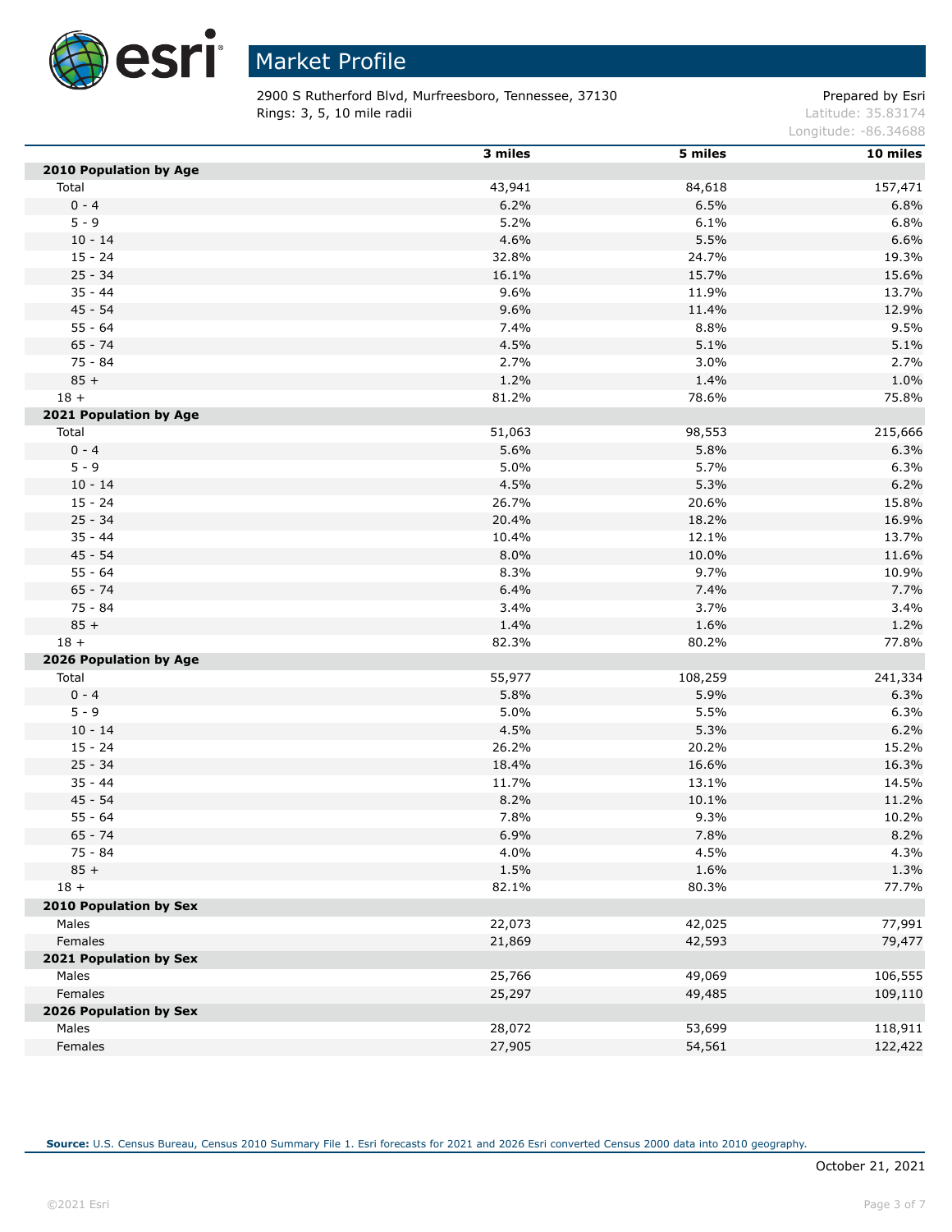# Market Profile

2900 S Rutherford Blvd, Murfreesboro, Tennessee, 37130
Rings: 3, 5, 10 mile radii

Prepared by Esri
Latitude: 35.83174
Longitude: -86.34688

| | 3 miles | 5 miles | 10 miles |
|---|---|---|---|
| **2010 Population by Age** | | | |
| Total | 43,941 | 84,618 | 157,471 |
| 0 - 4 | 6.2% | 6.5% | 6.8% |
| 5 - 9 | 5.2% | 6.1% | 6.8% |
| 10 - 14 | 4.6% | 5.5% | 6.6% |
| 15 - 24 | 32.8% | 24.7% | 19.3% |
| 25 - 34 | 16.1% | 15.7% | 15.6% |
| 35 - 44 | 9.6% | 11.9% | 13.7% |
| 45 - 54 | 9.6% | 11.4% | 12.9% |
| 55 - 64 | 7.4% | 8.8% | 9.5% |
| 65 - 74 | 4.5% | 5.1% | 5.1% |
| 75 - 84 | 2.7% | 3.0% | 2.7% |
| 85 + | 1.2% | 1.4% | 1.0% |
| 18 + | 81.2% | 78.6% | 75.8% |
| **2021 Population by Age** | | | |
| Total | 51,063 | 98,553 | 215,666 |
| 0 - 4 | 5.6% | 5.8% | 6.3% |
| 5 - 9 | 5.0% | 5.7% | 6.3% |
| 10 - 14 | 4.5% | 5.3% | 6.2% |
| 15 - 24 | 26.7% | 20.6% | 15.8% |
| 25 - 34 | 20.4% | 18.2% | 16.9% |
| 35 - 44 | 10.4% | 12.1% | 13.7% |
| 45 - 54 | 8.0% | 10.0% | 11.6% |
| 55 - 64 | 8.3% | 9.7% | 10.9% |
| 65 - 74 | 6.4% | 7.4% | 7.7% |
| 75 - 84 | 3.4% | 3.7% | 3.4% |
| 85 + | 1.4% | 1.6% | 1.2% |
| 18 + | 82.3% | 80.2% | 77.8% |
| **2026 Population by Age** | | | |
| Total | 55,977 | 108,259 | 241,334 |
| 0 - 4 | 5.8% | 5.9% | 6.3% |
| 5 - 9 | 5.0% | 5.5% | 6.3% |
| 10 - 14 | 4.5% | 5.3% | 6.2% |
| 15 - 24 | 26.2% | 20.2% | 15.2% |
| 25 - 34 | 18.4% | 16.6% | 16.3% |
| 35 - 44 | 11.7% | 13.1% | 14.5% |
| 45 - 54 | 8.2% | 10.1% | 11.2% |
| 55 - 64 | 7.8% | 9.3% | 10.2% |
| 65 - 74 | 6.9% | 7.8% | 8.2% |
| 75 - 84 | 4.0% | 4.5% | 4.3% |
| 85 + | 1.5% | 1.6% | 1.3% |
| 18 + | 82.1% | 80.3% | 77.7% |
| **2010 Population by Sex** | | | |
| Males | 22,073 | 42,025 | 77,991 |
| Females | 21,869 | 42,593 | 79,477 |
| **2021 Population by Sex** | | | |
| Males | 25,766 | 49,069 | 106,555 |
| Females | 25,297 | 49,485 | 109,110 |
| **2026 Population by Sex** | | | |
| Males | 28,072 | 53,699 | 118,911 |
| Females | 27,905 | 54,561 | 122,422 |

**Source:** U.S. Census Bureau, Census 2010 Summary File 1. Esri forecasts for 2021 and 2026 Esri converted Census 2000 data into 2010 geography.

October 21, 2021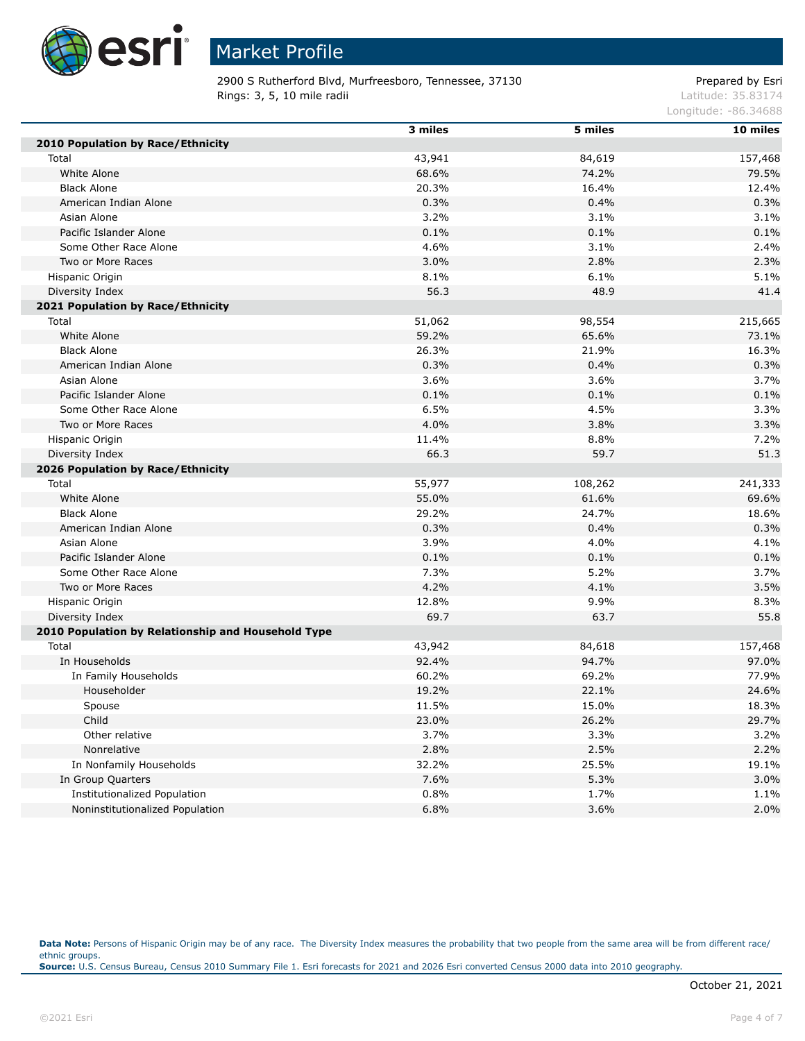# Market Profile

2900 S Rutherford Blvd, Murfreesboro, Tennessee, 37130
Rings: 3, 5, 10 mile radii

Prepared by Esri
Latitude: 35.83174
Longitude: -86.34688

| | 3 miles | 5 miles | 10 miles |
|---|---|---|---|
| **2010 Population by Race/Ethnicity** | | | |
| Total | 43,941 | 84,619 | 157,468 |
| White Alone | 68.6% | 74.2% | 79.5% |
| Black Alone | 20.3% | 16.4% | 12.4% |
| American Indian Alone | 0.3% | 0.4% | 0.3% |
| Asian Alone | 3.2% | 3.1% | 3.1% |
| Pacific Islander Alone | 0.1% | 0.1% | 0.1% |
| Some Other Race Alone | 4.6% | 3.1% | 2.4% |
| Two or More Races | 3.0% | 2.8% | 2.3% |
| Hispanic Origin | 8.1% | 6.1% | 5.1% |
| Diversity Index | 56.3 | 48.9 | 41.4 |
| **2021 Population by Race/Ethnicity** | | | |
| Total | 51,062 | 98,554 | 215,665 |
| White Alone | 59.2% | 65.6% | 73.1% |
| Black Alone | 26.3% | 21.9% | 16.3% |
| American Indian Alone | 0.3% | 0.4% | 0.3% |
| Asian Alone | 3.6% | 3.6% | 3.7% |
| Pacific Islander Alone | 0.1% | 0.1% | 0.1% |
| Some Other Race Alone | 6.5% | 4.5% | 3.3% |
| Two or More Races | 4.0% | 3.8% | 3.3% |
| Hispanic Origin | 11.4% | 8.8% | 7.2% |
| Diversity Index | 66.3 | 59.7 | 51.3 |
| **2026 Population by Race/Ethnicity** | | | |
| Total | 55,977 | 108,262 | 241,333 |
| White Alone | 55.0% | 61.6% | 69.6% |
| Black Alone | 29.2% | 24.7% | 18.6% |
| American Indian Alone | 0.3% | 0.4% | 0.3% |
| Asian Alone | 3.9% | 4.0% | 4.1% |
| Pacific Islander Alone | 0.1% | 0.1% | 0.1% |
| Some Other Race Alone | 7.3% | 5.2% | 3.7% |
| Two or More Races | 4.2% | 4.1% | 3.5% |
| Hispanic Origin | 12.8% | 9.9% | 8.3% |
| Diversity Index | 69.7 | 63.7 | 55.8 |
| **2010 Population by Relationship and Household Type** | | | |
| Total | 43,942 | 84,618 | 157,468 |
| In Households | 92.4% | 94.7% | 97.0% |
| In Family Households | 60.2% | 69.2% | 77.9% |
| Householder | 19.2% | 22.1% | 24.6% |
| Spouse | 11.5% | 15.0% | 18.3% |
| Child | 23.0% | 26.2% | 29.7% |
| Other relative | 3.7% | 3.3% | 3.2% |
| Nonrelative | 2.8% | 2.5% | 2.2% |
| In Nonfamily Households | 32.2% | 25.5% | 19.1% |
| In Group Quarters | 7.6% | 5.3% | 3.0% |
| Institutionalized Population | 0.8% | 1.7% | 1.1% |
| Noninstitutionalized Population | 6.8% | 3.6% | 2.0% |

**Data Note:** Persons of Hispanic Origin may be of any race. The Diversity Index measures the probability that two people from the same area will be from different race/ethnic groups.
**Source:** U.S. Census Bureau, Census 2010 Summary File 1. Esri forecasts for 2021 and 2026 Esri converted Census 2000 data into 2010 geography.

October 21, 2021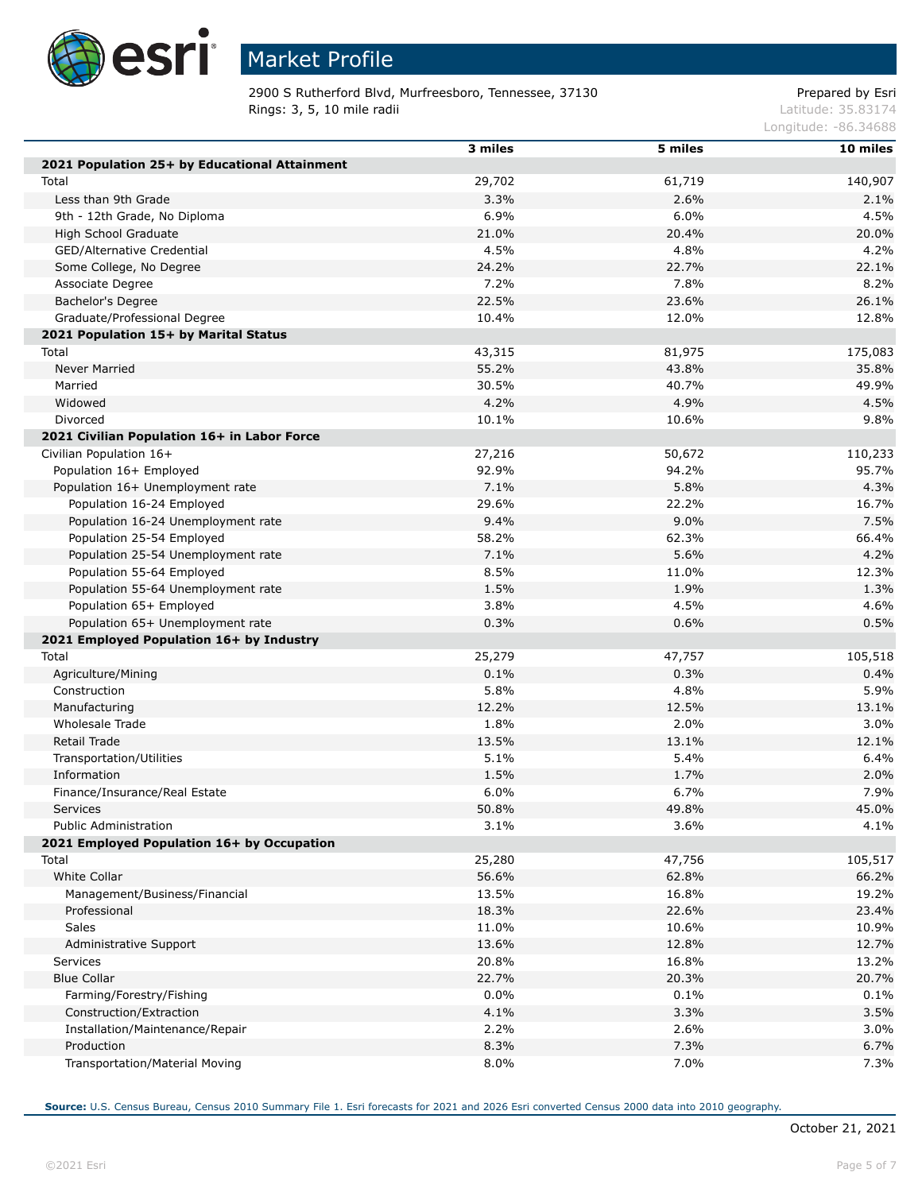# Market Profile

2900 S Rutherford Blvd, Murfreesboro, Tennessee, 37130
Rings: 3, 5, 10 mile radii

Prepared by Esri
Latitude: 35.83174
Longitude: -86.34688

| | 3 miles | 5 miles | 10 miles |
|---|---|---|---|
| **2021 Population 25+ by Educational Attainment** | | | |
| Total | 29,702 | 61,719 | 140,907 |
| Less than 9th Grade | 3.3% | 2.6% | 2.1% |
| 9th - 12th Grade, No Diploma | 6.9% | 6.0% | 4.5% |
| High School Graduate | 21.0% | 20.4% | 20.0% |
| GED/Alternative Credential | 4.5% | 4.8% | 4.2% |
| Some College, No Degree | 24.2% | 22.7% | 22.1% |
| Associate Degree | 7.2% | 7.8% | 8.2% |
| Bachelor's Degree | 22.5% | 23.6% | 26.1% |
| Graduate/Professional Degree | 10.4% | 12.0% | 12.8% |
| **2021 Population 15+ by Marital Status** | | | |
| Total | 43,315 | 81,975 | 175,083 |
| Never Married | 55.2% | 43.8% | 35.8% |
| Married | 30.5% | 40.7% | 49.9% |
| Widowed | 4.2% | 4.9% | 4.5% |
| Divorced | 10.1% | 10.6% | 9.8% |
| **2021 Civilian Population 16+ in Labor Force** | | | |
| Civilian Population 16+ | 27,216 | 50,672 | 110,233 |
| Population 16+ Employed | 92.9% | 94.2% | 95.7% |
| Population 16+ Unemployment rate | 7.1% | 5.8% | 4.3% |
| Population 16-24 Employed | 29.6% | 22.2% | 16.7% |
| Population 16-24 Unemployment rate | 9.4% | 9.0% | 7.5% |
| Population 25-54 Employed | 58.2% | 62.3% | 66.4% |
| Population 25-54 Unemployment rate | 7.1% | 5.6% | 4.2% |
| Population 55-64 Employed | 8.5% | 11.0% | 12.3% |
| Population 55-64 Unemployment rate | 1.5% | 1.9% | 1.3% |
| Population 65+ Employed | 3.8% | 4.5% | 4.6% |
| Population 65+ Unemployment rate | 0.3% | 0.6% | 0.5% |
| **2021 Employed Population 16+ by Industry** | | | |
| Total | 25,279 | 47,757 | 105,518 |
| Agriculture/Mining | 0.1% | 0.3% | 0.4% |
| Construction | 5.8% | 4.8% | 5.9% |
| Manufacturing | 12.2% | 12.5% | 13.1% |
| Wholesale Trade | 1.8% | 2.0% | 3.0% |
| Retail Trade | 13.5% | 13.1% | 12.1% |
| Transportation/Utilities | 5.1% | 5.4% | 6.4% |
| Information | 1.5% | 1.7% | 2.0% |
| Finance/Insurance/Real Estate | 6.0% | 6.7% | 7.9% |
| Services | 50.8% | 49.8% | 45.0% |
| Public Administration | 3.1% | 3.6% | 4.1% |
| **2021 Employed Population 16+ by Occupation** | | | |
| Total | 25,280 | 47,756 | 105,517 |
| White Collar | 56.6% | 62.8% | 66.2% |
| Management/Business/Financial | 13.5% | 16.8% | 19.2% |
| Professional | 18.3% | 22.6% | 23.4% |
| Sales | 11.0% | 10.6% | 10.9% |
| Administrative Support | 13.6% | 12.8% | 12.7% |
| Services | 20.8% | 16.8% | 13.2% |
| Blue Collar | 22.7% | 20.3% | 20.7% |
| Farming/Forestry/Fishing | 0.0% | 0.1% | 0.1% |
| Construction/Extraction | 4.1% | 3.3% | 3.5% |
| Installation/Maintenance/Repair | 2.2% | 2.6% | 3.0% |
| Production | 8.3% | 7.3% | 6.7% |
| Transportation/Material Moving | 8.0% | 7.0% | 7.3% |

**Source:** U.S. Census Bureau, Census 2010 Summary File 1. Esri forecasts for 2021 and 2026 Esri converted Census 2000 data into 2010 geography.

October 21, 2021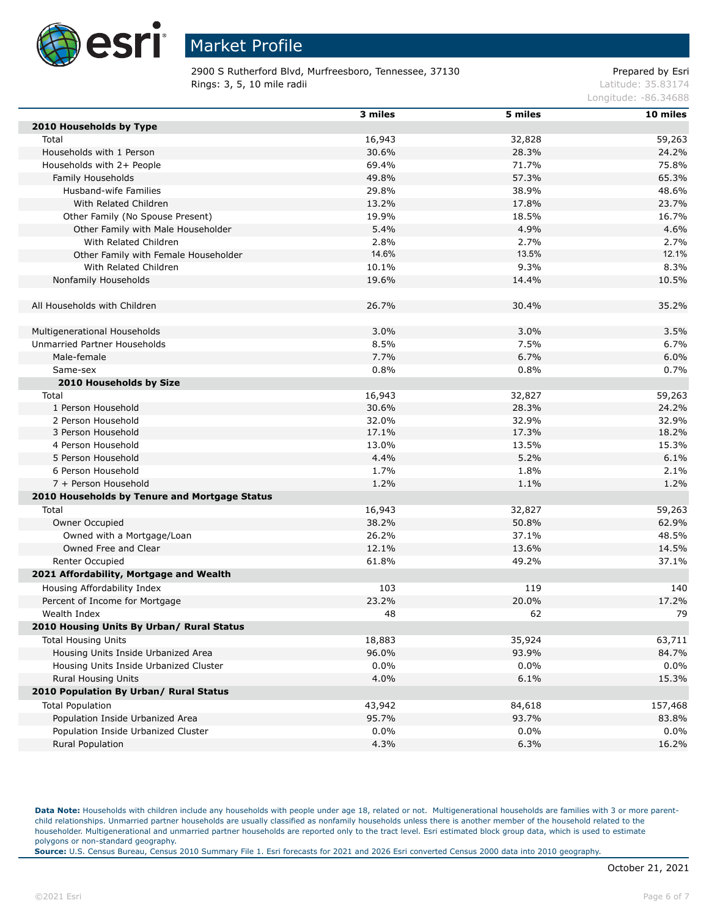# Market Profile

2900 S Rutherford Blvd, Murfreesboro, Tennessee, 37130
Rings: 3, 5, 10 mile radii

Prepared by Esri
Latitude: 35.83174
Longitude: -86.34688

| | 3 miles | 5 miles | 10 miles |
|---|---|---|---|
| **2010 Households by Type** | | | |
| Total | 16,943 | 32,828 | 59,263 |
| Households with 1 Person | 30.6% | 28.3% | 24.2% |
| Households with 2+ People | 69.4% | 71.7% | 75.8% |
| Family Households | 49.8% | 57.3% | 65.3% |
| Husband-wife Families | 29.8% | 38.9% | 48.6% |
| With Related Children | 13.2% | 17.8% | 23.7% |
| Other Family (No Spouse Present) | 19.9% | 18.5% | 16.7% |
| Other Family with Male Householder | 5.4% | 4.9% | 4.6% |
| With Related Children | 2.8% | 2.7% | 2.7% |
| Other Family with Female Householder | 14.6% | 13.5% | 12.1% |
| With Related Children | 10.1% | 9.3% | 8.3% |
| Nonfamily Households | 19.6% | 14.4% | 10.5% |
| | | | |
| All Households with Children | 26.7% | 30.4% | 35.2% |
| | | | |
| Multigenerational Households | 3.0% | 3.0% | 3.5% |
| Unmarried Partner Households | 8.5% | 7.5% | 6.7% |
| Male-female | 7.7% | 6.7% | 6.0% |
| Same-sex | 0.8% | 0.8% | 0.7% |
| **2010 Households by Size** | | | |
| Total | 16,943 | 32,827 | 59,263 |
| 1 Person Household | 30.6% | 28.3% | 24.2% |
| 2 Person Household | 32.0% | 32.9% | 32.9% |
| 3 Person Household | 17.1% | 17.3% | 18.2% |
| 4 Person Household | 13.0% | 13.5% | 15.3% |
| 5 Person Household | 4.4% | 5.2% | 6.1% |
| 6 Person Household | 1.7% | 1.8% | 2.1% |
| 7 + Person Household | 1.2% | 1.1% | 1.2% |
| **2010 Households by Tenure and Mortgage Status** | | | |
| Total | 16,943 | 32,827 | 59,263 |
| Owner Occupied | 38.2% | 50.8% | 62.9% |
| Owned with a Mortgage/Loan | 26.2% | 37.1% | 48.5% |
| Owned Free and Clear | 12.1% | 13.6% | 14.5% |
| Renter Occupied | 61.8% | 49.2% | 37.1% |
| **2021 Affordability, Mortgage and Wealth** | | | |
| Housing Affordability Index | 103 | 119 | 140 |
| Percent of Income for Mortgage | 23.2% | 20.0% | 17.2% |
| Wealth Index | 48 | 62 | 79 |
| **2010 Housing Units By Urban/ Rural Status** | | | |
| Total Housing Units | 18,883 | 35,924 | 63,711 |
| Housing Units Inside Urbanized Area | 96.0% | 93.9% | 84.7% |
| Housing Units Inside Urbanized Cluster | 0.0% | 0.0% | 0.0% |
| Rural Housing Units | 4.0% | 6.1% | 15.3% |
| **2010 Population By Urban/ Rural Status** | | | |
| Total Population | 43,942 | 84,618 | 157,468 |
| Population Inside Urbanized Area | 95.7% | 93.7% | 83.8% |
| Population Inside Urbanized Cluster | 0.0% | 0.0% | 0.0% |
| Rural Population | 4.3% | 6.3% | 16.2% |

**Data Note:** Households with children include any households with people under age 18, related or not. Multigenerational households are families with 3 or more parent-child relationships. Unmarried partner households are usually classified as nonfamily households unless there is another member of the household related to the householder. Multigenerational and unmarried partner households are reported only to the tract level. Esri estimated block group data, which is used to estimate polygons or non-standard geography.
**Source:** U.S. Census Bureau, Census 2010 Summary File 1. Esri forecasts for 2021 and 2026 Esri converted Census 2000 data into 2010 geography.

October 21, 2021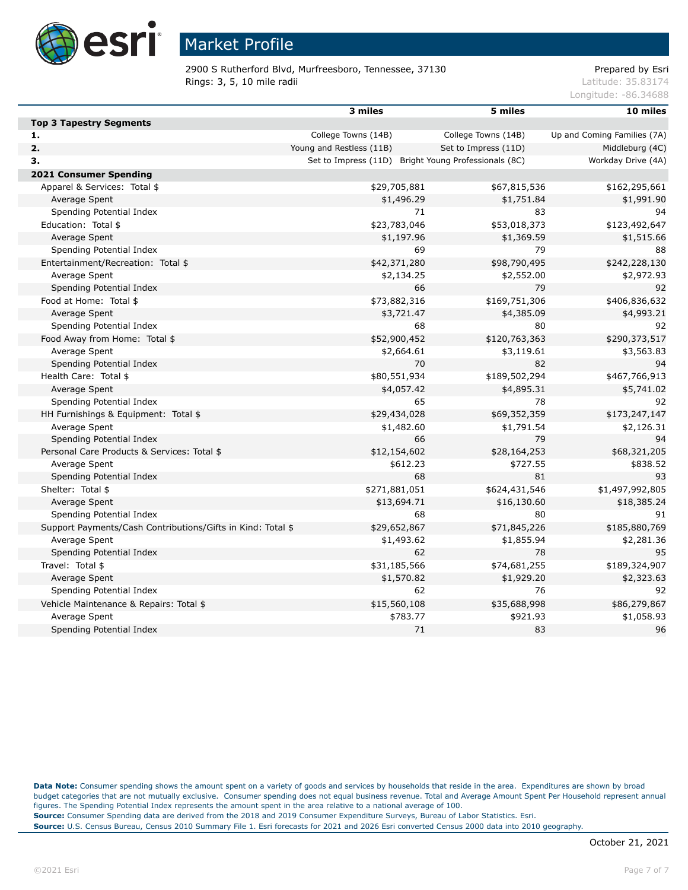# Market Profile

2900 S Rutherford Blvd, Murfreesboro, Tennessee, 37130
Rings: 3, 5, 10 mile radii

Prepared by Esri
Latitude: 35.83174
Longitude: -86.34688

| | 3 miles | 5 miles | 10 miles |
|---|---|---|---|
| **Top 3 Tapestry Segments** | | | |
| **1.** | College Towns (14B) | College Towns (14B) | Up and Coming Families (7A) |
| **2.** | Young and Restless (11B) | Set to Impress (11D) | Middleburg (4C) |
| **3.** | Set to Impress (11D) | Bright Young Professionals (8C) | Workday Drive (4A) |
| **2021 Consumer Spending** | | | |
| Apparel & Services: Total $ | $29,705,881 | $67,815,536 | $162,295,661 |
| Average Spent | $1,496.29 | $1,751.84 | $1,991.90 |
| Spending Potential Index | 71 | 83 | 94 |
| Education: Total $ | $23,783,046 | $53,018,373 | $123,492,647 |
| Average Spent | $1,197.96 | $1,369.59 | $1,515.66 |
| Spending Potential Index | 69 | 79 | 88 |
| Entertainment/Recreation: Total $ | $42,371,280 | $98,790,495 | $242,228,130 |
| Average Spent | $2,134.25 | $2,552.00 | $2,972.93 |
| Spending Potential Index | 66 | 79 | 92 |
| Food at Home: Total $ | $73,882,316 | $169,751,306 | $406,836,632 |
| Average Spent | $3,721.47 | $4,385.09 | $4,993.21 |
| Spending Potential Index | 68 | 80 | 92 |
| Food Away from Home: Total $ | $52,900,452 | $120,763,363 | $290,373,517 |
| Average Spent | $2,664.61 | $3,119.61 | $3,563.83 |
| Spending Potential Index | 70 | 82 | 94 |
| Health Care: Total $ | $80,551,934 | $189,502,294 | $467,766,913 |
| Average Spent | $4,057.42 | $4,895.31 | $5,741.02 |
| Spending Potential Index | 65 | 78 | 92 |
| HH Furnishings & Equipment: Total $ | $29,434,028 | $69,352,359 | $173,247,147 |
| Average Spent | $1,482.60 | $1,791.54 | $2,126.31 |
| Spending Potential Index | 66 | 79 | 94 |
| Personal Care Products & Services: Total $ | $12,154,602 | $28,164,253 | $68,321,205 |
| Average Spent | $612.23 | $727.55 | $838.52 |
| Spending Potential Index | 68 | 81 | 93 |
| Shelter: Total $ | $271,881,051 | $624,431,546 | $1,497,992,805 |
| Average Spent | $13,694.71 | $16,130.60 | $18,385.24 |
| Spending Potential Index | 68 | 80 | 91 |
| Support Payments/Cash Contributions/Gifts in Kind: Total $ | $29,652,867 | $71,845,226 | $185,880,769 |
| Average Spent | $1,493.62 | $1,855.94 | $2,281.36 |
| Spending Potential Index | 62 | 78 | 95 |
| Travel: Total $ | $31,185,566 | $74,681,255 | $189,324,907 |
| Average Spent | $1,570.82 | $1,929.20 | $2,323.63 |
| Spending Potential Index | 62 | 76 | 92 |
| Vehicle Maintenance & Repairs: Total $ | $15,560,108 | $35,688,998 | $86,279,867 |
| Average Spent | $783.77 | $921.93 | $1,058.93 |
| Spending Potential Index | 71 | 83 | 96 |

**Data Note:** Consumer spending shows the amount spent on a variety of goods and services by households that reside in the area. Expenditures are shown by broad budget categories that are not mutually exclusive. Consumer spending does not equal business revenue. Total and Average Amount Spent Per Household represent annual figures. The Spending Potential Index represents the amount spent in the area relative to a national average of 100.
**Source:** Consumer Spending data are derived from the 2018 and 2019 Consumer Expenditure Surveys, Bureau of Labor Statistics. Esri.
**Source:** U.S. Census Bureau, Census 2010 Summary File 1. Esri forecasts for 2021 and 2026 Esri converted Census 2000 data into 2010 geography.

October 21, 2021